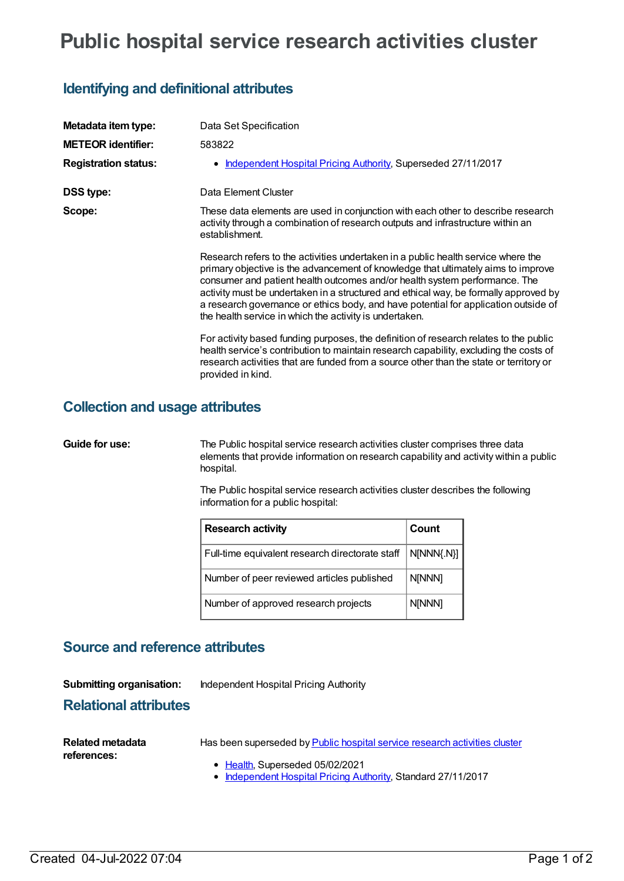# Public hospital service research activities cluster

## Identifying and definitional attributes

**Metadata item type:** Data Set Specification

**METEOR identifier:** 583822

**Registration status:**
- Independent Hospital Pricing Authority, Superseded 27/11/2017

**DSS type:** Data Element Cluster

**Scope:** These data elements are used in conjunction with each other to describe research activity through a combination of research outputs and infrastructure within an establishment.

Research refers to the activities undertaken in a public health service where the primary objective is the advancement of knowledge that ultimately aims to improve consumer and patient health outcomes and/or health system performance. The activity must be undertaken in a structured and ethical way, be formally approved by a research governance or ethics body, and have potential for application outside of the health service in which the activity is undertaken.

For activity based funding purposes, the definition of research relates to the public health service's contribution to maintain research capability, excluding the costs of research activities that are funded from a source other than the state or territory or provided in kind.

## Collection and usage attributes

**Guide for use:** The Public hospital service research activities cluster comprises three data elements that provide information on research capability and activity within a public hospital.

The Public hospital service research activities cluster describes the following information for a public hospital:

| Research activity | Count |
|---|---|
| Full-time equivalent research directorate staff | N[NNN{.N}] |
| Number of peer reviewed articles published | N[NNN] |
| Number of approved research projects | N[NNN] |

## Source and reference attributes

**Submitting organisation:** Independent Hospital Pricing Authority

## Relational attributes

**Related metadata references:** Has been superseded by Public hospital service research activities cluster
- Health, Superseded 05/02/2021
- Independent Hospital Pricing Authority, Standard 27/11/2017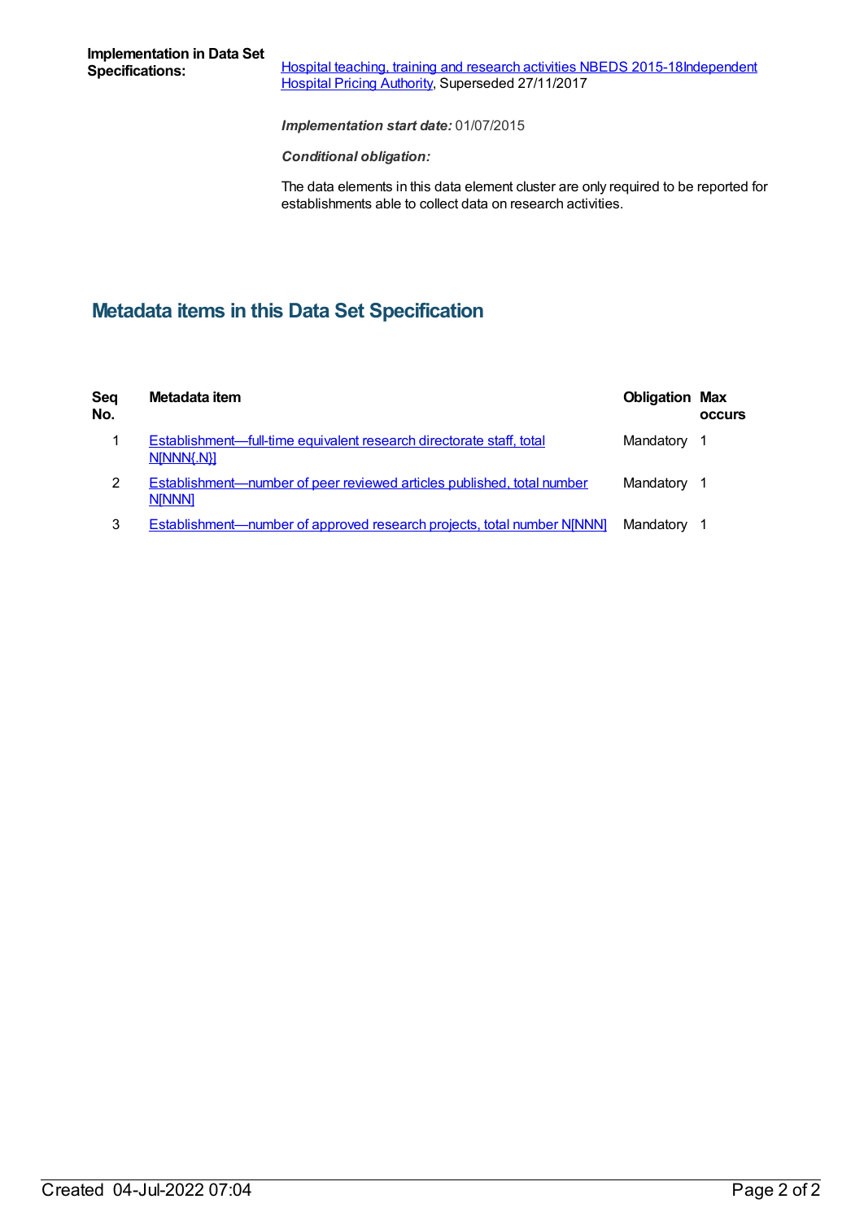**Implementation in Data Set Specifications:**

Hospital teaching, training and research activities NBEDS 2015-18Independent Hospital Pricing Authority, Superseded 27/11/2017

***Implementation start date:*** 01/07/2015

***Conditional obligation:***

The data elements in this data element cluster are only required to be reported for establishments able to collect data on research activities.

## Metadata items in this Data Set Specification

| Seq No. | Metadata item | Obligation | Max occurs |
| --- | --- | --- | --- |
| 1 | Establishment—full-time equivalent research directorate staff, total N[NNN{.N}] | Mandatory | 1 |
| 2 | Establishment—number of peer reviewed articles published, total number N[NNN] | Mandatory | 1 |
| 3 | Establishment—number of approved research projects, total number N[NNN] | Mandatory | 1 |